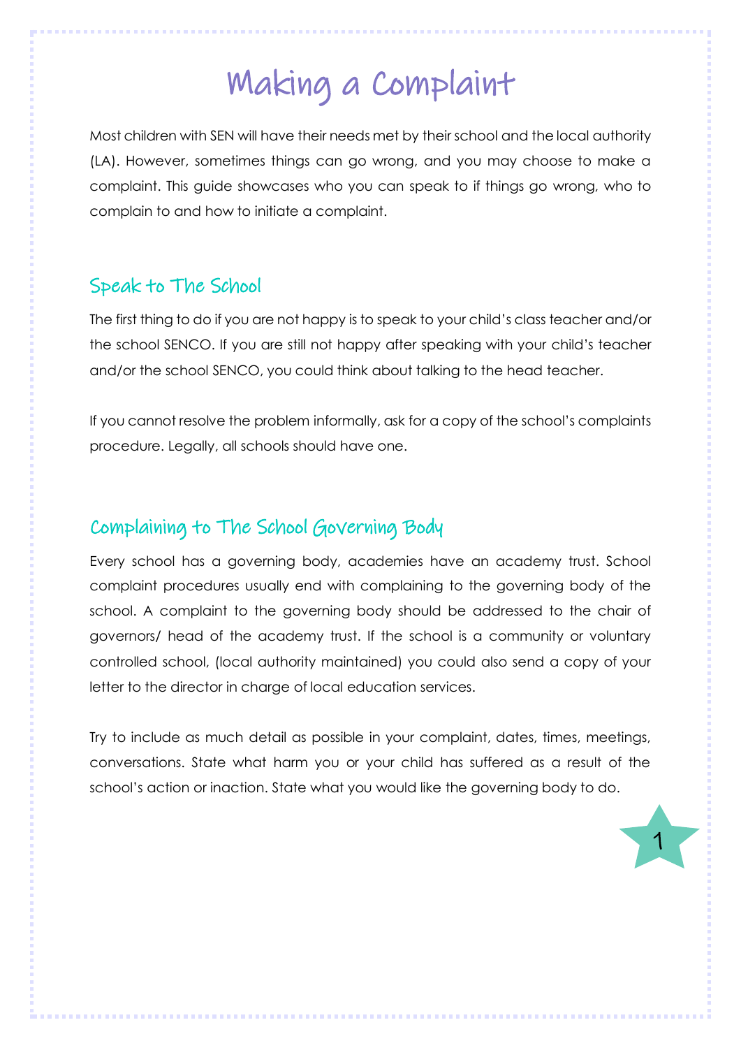# Making a Complaint

Most children with SEN will have their needs met by their school and the local authority (LA). However, sometimes things can go wrong, and you may choose to make a complaint. This guide showcases who you can speak to if things go wrong, who to complain to and how to initiate a complaint.

## Speak to The School

The first thing to do if you are not happy is to speak to your child's class teacher and/or the school SENCO. If you are still not happy after speaking with your child's teacher and/or the school SENCO, you could think about talking to the head teacher.

If you cannot resolve the problem informally, ask for a copy of the school's complaints procedure. Legally, all schools should have one.

## Complaining to The School Governing Body

Every school has a governing body, academies have an academy trust. School complaint procedures usually end with complaining to the governing body of the school. A complaint to the governing body should be addressed to the chair of governors/ head of the academy trust. If the school is a community or voluntary controlled school, (local authority maintained) you could also send a copy of your letter to the director in charge of local education services.

Try to include as much detail as possible in your complaint, dates, times, meetings, conversations. State what harm you or your child has suffered as a result of the school's action or inaction. State what you would like the governing body to do.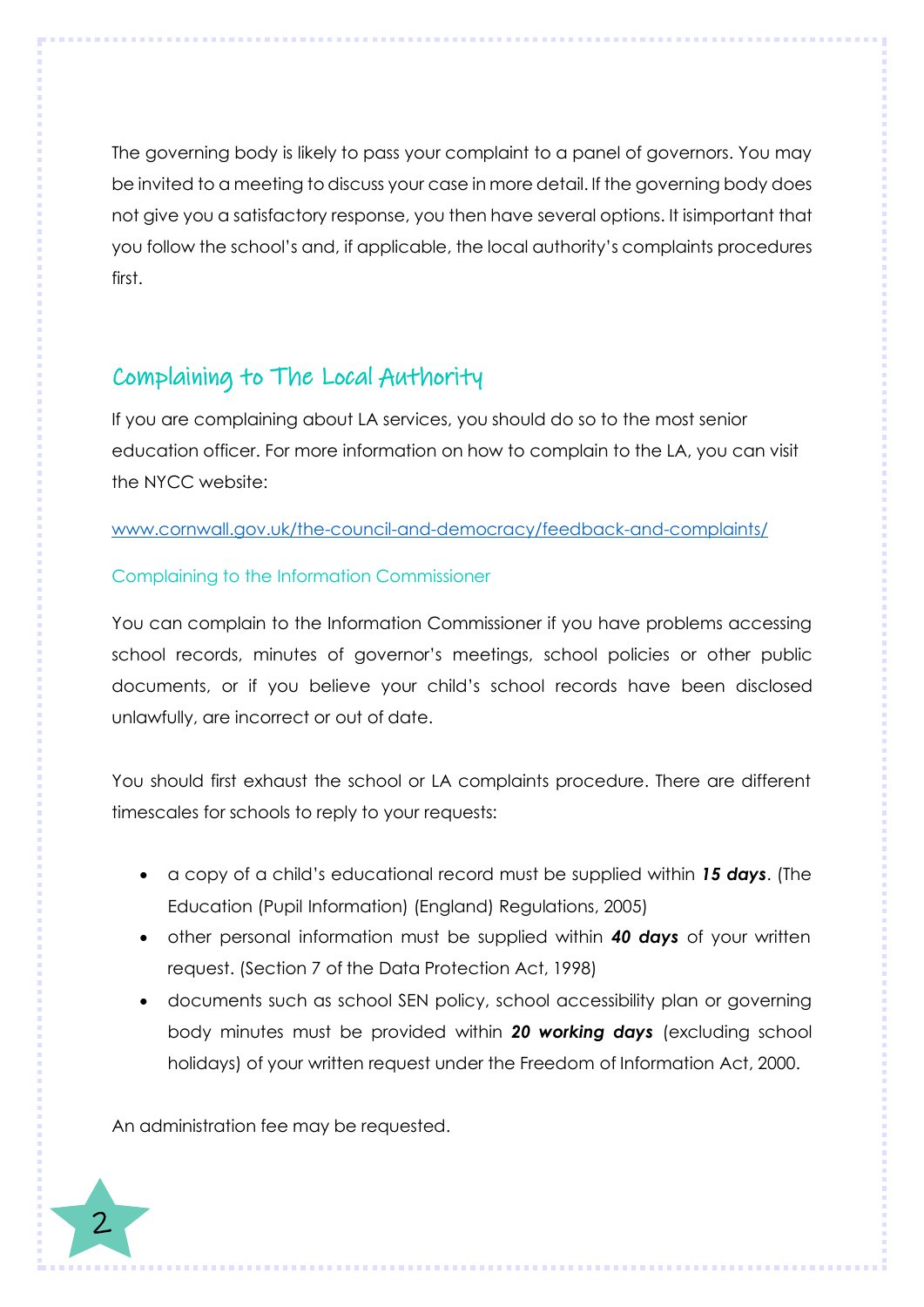The governing body is likely to pass your complaint to a panel of governors. You may be invited to a meeting to discuss your case in more detail. If the governing body does not give you a satisfactory response, you then have several options. It isimportant that you follow the school's and, if applicable, the local authority's complaints procedures first.

## Complaining to The Local Authority

If you are complaining about LA services, you should do so to the most senior education officer. For more information on how to complain to the LA, you can visit the NYCC website:

[www.cornwall.gov.uk/the-council-and-democracy/feedback-and-complaints/](www.cornwall.gov.uk/the-council-and-democracy/feedback-and-complaints/)

### Complaining to the Information Commissioner

You can complain to the Information Commissioner if you have problems accessing school records, minutes of governor's meetings, school policies or other public documents, or if you believe your child's school records have been disclosed unlawfully, are incorrect or out of date.

You should first exhaust the school or LA complaints procedure. There are different timescales for schools to reply to your requests:

- a copy of a child's educational record must be supplied within ***15 days***. (The Education (Pupil Information) (England) Regulations, 2005)
- other personal information must be supplied within ***40 days*** of your written request. (Section 7 of the Data Protection Act, 1998)
- documents such as school SEN policy, school accessibility plan or governing body minutes must be provided within ***20 working days*** (excluding school holidays) of your written request under the Freedom of Information Act, 2000.

An administration fee may be requested.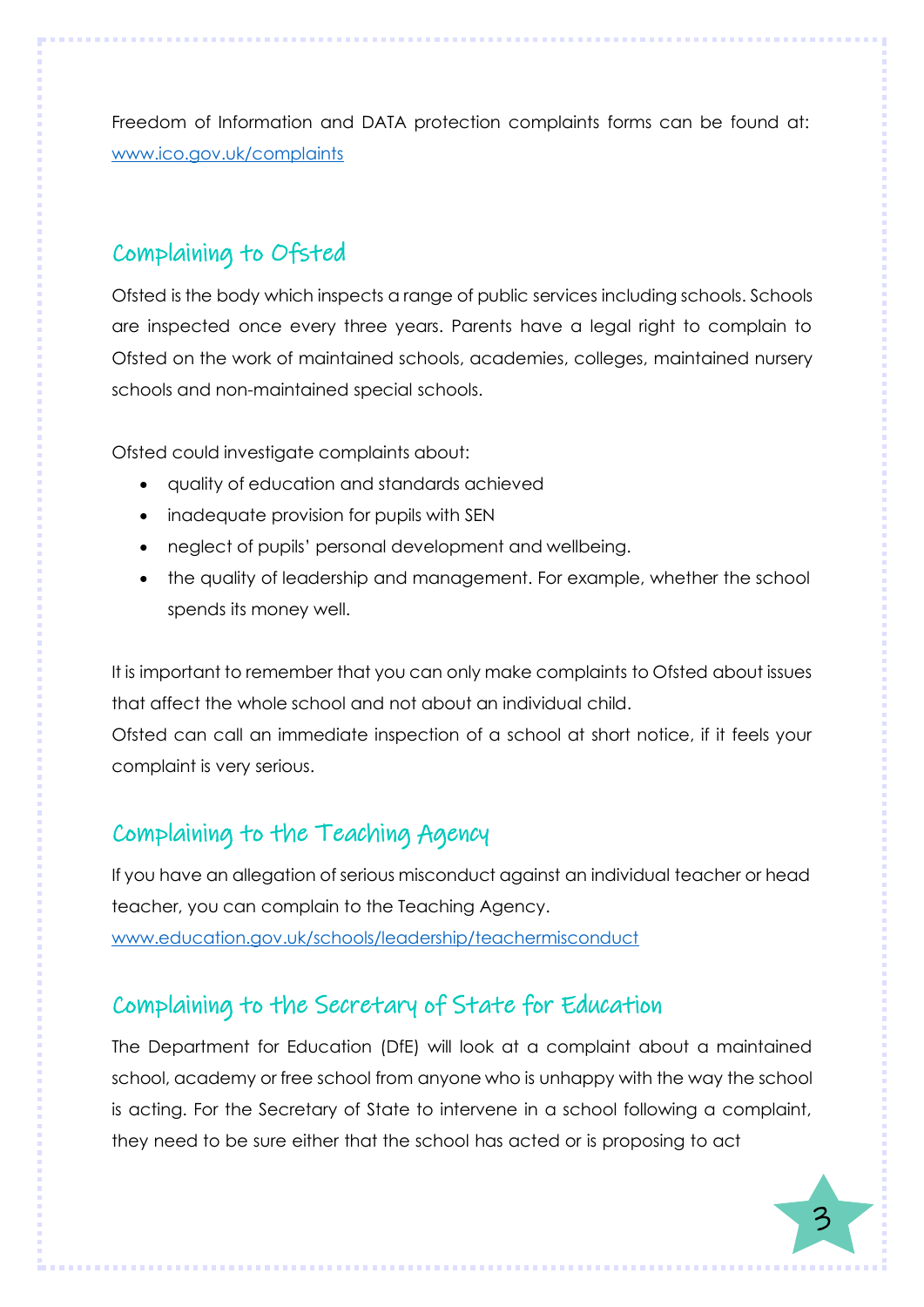Freedom of Information and DATA protection complaints forms can be found at: [www.ico.gov.uk/complaints](www.ico.gov.uk/complaints)

## Complaining to Ofsted

Ofsted is the body which inspects a range of public services including schools. Schools are inspected once every three years. Parents have a legal right to complain to Ofsted on the work of maintained schools, academies, colleges, maintained nursery schools and non-maintained special schools.

Ofsted could investigate complaints about:

- quality of education and standards achieved
- inadequate provision for pupils with SEN
- neglect of pupils' personal development and wellbeing.
- the quality of leadership and management. For example, whether the school spends its money well.

It is important to remember that you can only make complaints to Ofsted about issues that affect the whole school and not about an individual child.
Ofsted can call an immediate inspection of a school at short notice, if it feels your complaint is very serious.

## Complaining to the Teaching Agency

If you have an allegation of serious misconduct against an individual teacher or head teacher, you can complain to the Teaching Agency.
[www.education.gov.uk/schools/leadership/teachermisconduct](www.education.gov.uk/schools/leadership/teachermisconduct)

## Complaining to the Secretary of State for Education

The Department for Education (DfE) will look at a complaint about a maintained school, academy or free school from anyone who is unhappy with the way the school is acting. For the Secretary of State to intervene in a school following a complaint, they need to be sure either that the school has acted or is proposing to act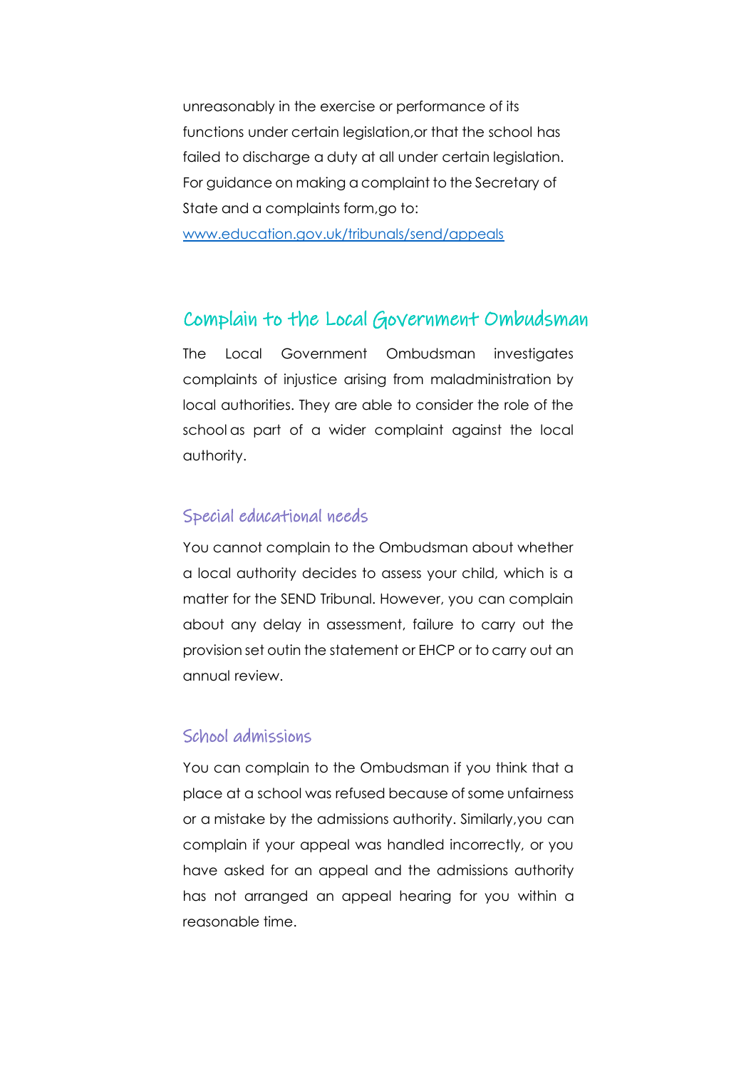unreasonably in the exercise or performance of its functions under certain legislation,or that the school has failed to discharge a duty at all under certain legislation. For guidance on making a complaint to the Secretary of State and a complaints form,go to:
[www.education.gov.uk/tribunals/send/appeals](http://www.education.gov.uk/tribunals/send/appeals)

## Complain to the Local Government Ombudsman

The Local Government Ombudsman investigates complaints of injustice arising from maladministration by local authorities. They are able to consider the role of the school as part of a wider complaint against the local authority.

### Special educational needs

You cannot complain to the Ombudsman about whether a local authority decides to assess your child, which is a matter for the SEND Tribunal. However, you can complain about any delay in assessment, failure to carry out the provision set outin the statement or EHCP or to carry out an annual review.

### School admissions

You can complain to the Ombudsman if you think that a place at a school was refused because of some unfairness or a mistake by the admissions authority. Similarly,you can complain if your appeal was handled incorrectly, or you have asked for an appeal and the admissions authority has not arranged an appeal hearing for you within a reasonable time.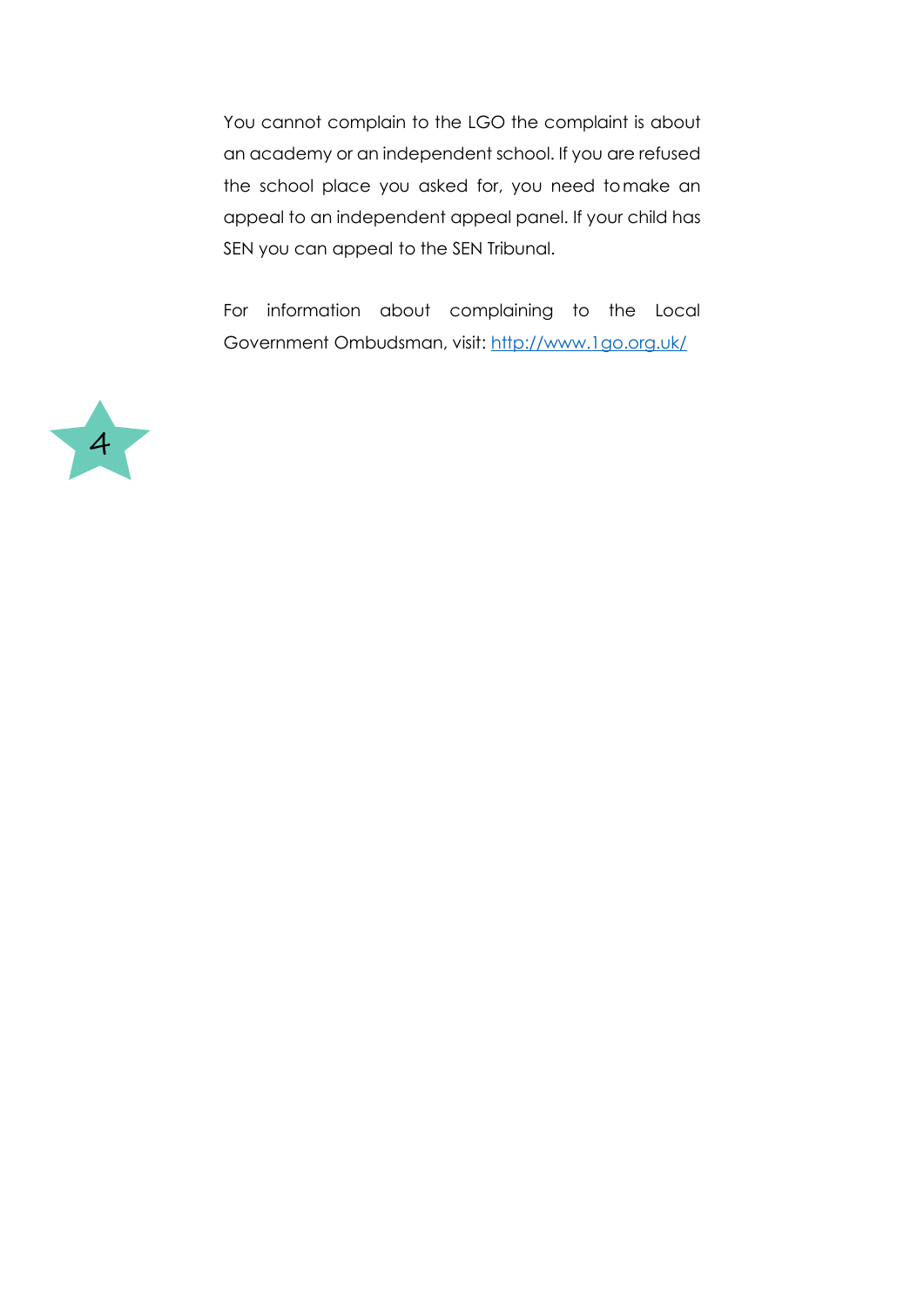You cannot complain to the LGO the complaint is about an academy or an independent school. If you are refused the school place you asked for, you need to make an appeal to an independent appeal panel. If your child has SEN you can appeal to the SEN Tribunal.

For information about complaining to the Local Government Ombudsman, visit: [http://www.1go.org.uk/](http://www.1go.org.uk/)